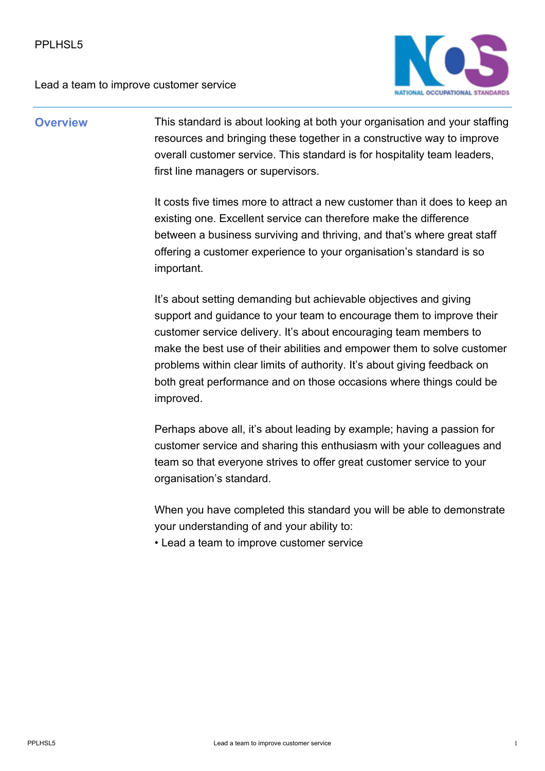PPLHSL5

Lead a team to improve customer service

## Overview

This standard is about looking at both your organisation and your staffing resources and bringing these together in a constructive way to improve overall customer service. This standard is for hospitality team leaders, first line managers or supervisors.

It costs five times more to attract a new customer than it does to keep an existing one. Excellent service can therefore make the difference between a business surviving and thriving, and that's where great staff offering a customer experience to your organisation's standard is so important.

It's about setting demanding but achievable objectives and giving support and guidance to your team to encourage them to improve their customer service delivery. It's about encouraging team members to make the best use of their abilities and empower them to solve customer problems within clear limits of authority. It's about giving feedback on both great performance and on those occasions where things could be improved.

Perhaps above all, it's about leading by example; having a passion for customer service and sharing this enthusiasm with your colleagues and team so that everyone strives to offer great customer service to your organisation's standard.

When you have completed this standard you will be able to demonstrate your understanding of and your ability to:

- Lead a team to improve customer service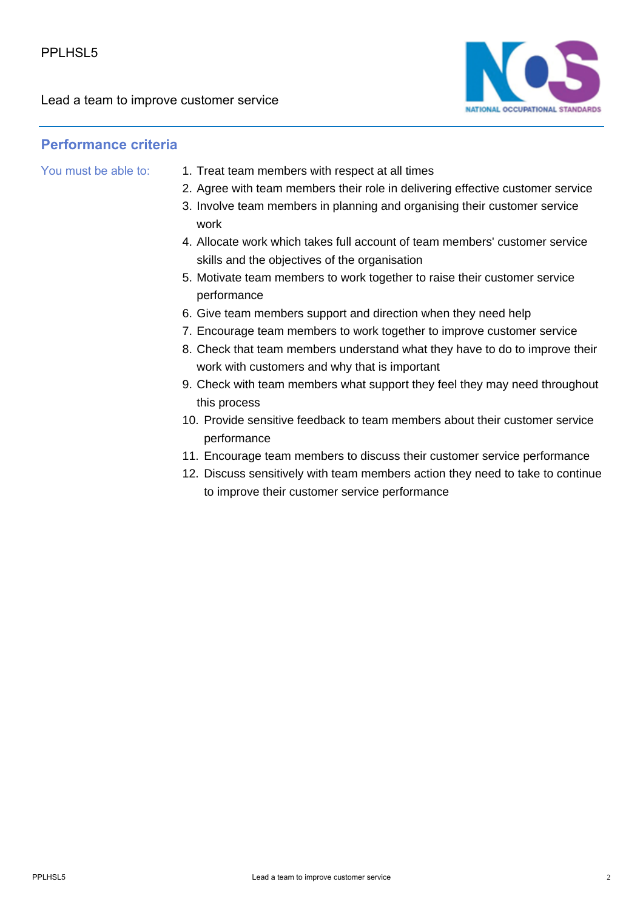## Performance criteria

You must be able to:

1. Treat team members with respect at all times
2. Agree with team members their role in delivering effective customer service
3. Involve team members in planning and organising their customer service work
4. Allocate work which takes full account of team members' customer service skills and the objectives of the organisation
5. Motivate team members to work together to raise their customer service performance
6. Give team members support and direction when they need help
7. Encourage team members to work together to improve customer service
8. Check that team members understand what they have to do to improve their work with customers and why that is important
9. Check with team members what support they feel they may need throughout this process
10. Provide sensitive feedback to team members about their customer service performance
11. Encourage team members to discuss their customer service performance
12. Discuss sensitively with team members action they need to take to continue to improve their customer service performance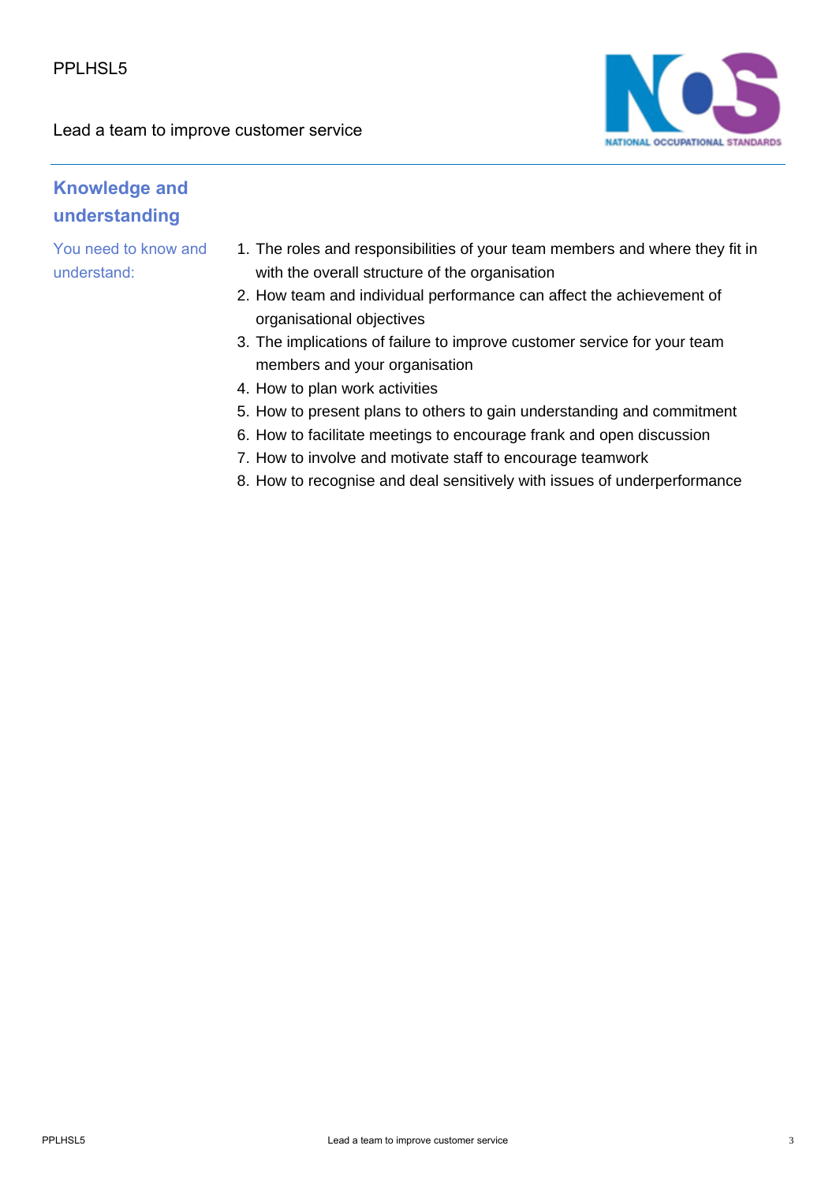## Knowledge and understanding

You need to know and understand:

1. The roles and responsibilities of your team members and where they fit in with the overall structure of the organisation
2. How team and individual performance can affect the achievement of organisational objectives
3. The implications of failure to improve customer service for your team members and your organisation
4. How to plan work activities
5. How to present plans to others to gain understanding and commitment
6. How to facilitate meetings to encourage frank and open discussion
7. How to involve and motivate staff to encourage teamwork
8. How to recognise and deal sensitively with issues of underperformance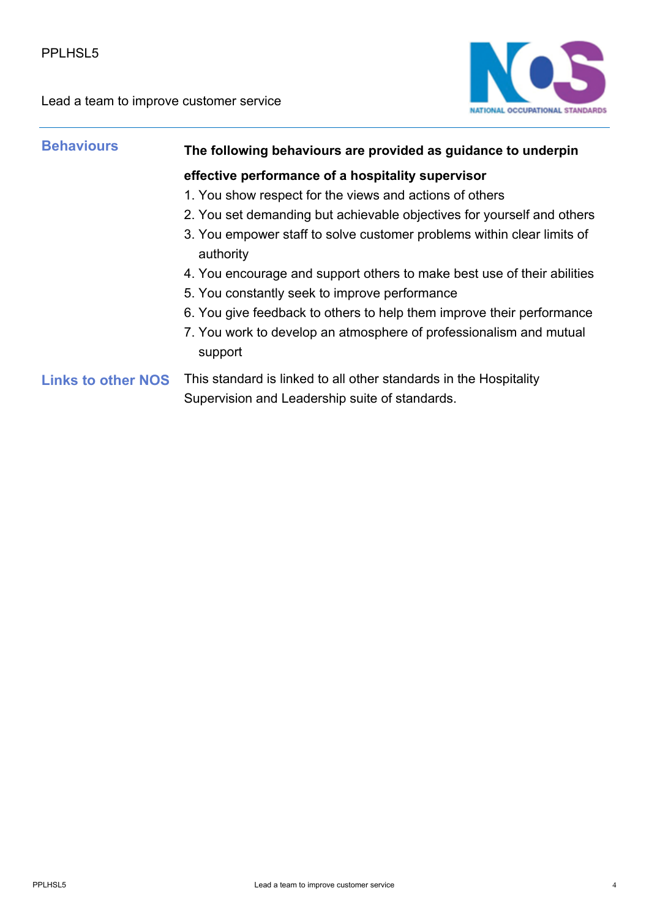## Behaviours

**The following behaviours are provided as guidance to underpin effective performance of a hospitality supervisor**

1. You show respect for the views and actions of others
2. You set demanding but achievable objectives for yourself and others
3. You empower staff to solve customer problems within clear limits of authority
4. You encourage and support others to make best use of their abilities
5. You constantly seek to improve performance
6. You give feedback to others to help them improve their performance
7. You work to develop an atmosphere of professionalism and mutual support

## Links to other NOS

This standard is linked to all other standards in the Hospitality Supervision and Leadership suite of standards.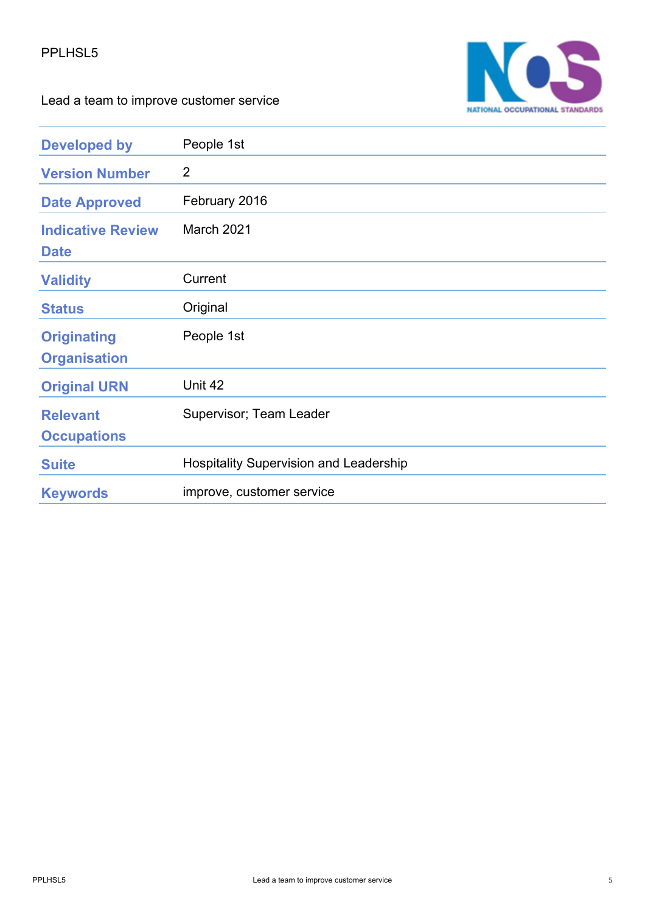PPLHSL5

Lead a team to improve customer service

| | |
|---|---|
| **Developed by** | People 1st |
| **Version Number** | 2 |
| **Date Approved** | February 2016 |
| **Indicative Review Date** | March 2021 |
| **Validity** | Current |
| **Status** | Original |
| **Originating Organisation** | People 1st |
| **Original URN** | Unit 42 |
| **Relevant Occupations** | Supervisor; Team Leader |
| **Suite** | Hospitality Supervision and Leadership |
| **Keywords** | improve, customer service |